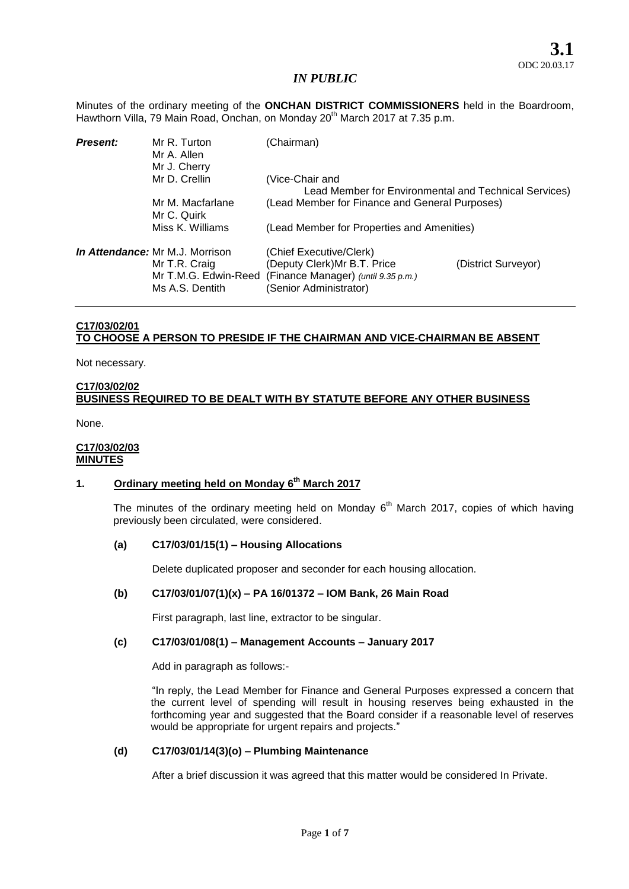**3.1**
ODC 20.03.17

*IN PUBLIC*

Minutes of the ordinary meeting of the **ONCHAN DISTRICT COMMISSIONERS** held in the Boardroom, Hawthorn Villa, 79 Main Road, Onchan, on Monday 20th March 2017 at 7.35 p.m.

| | | |
|---|---|---|
| ***Present:*** | Mr R. Turton | (Chairman) |
| | Mr A. Allen | |
| | Mr J. Cherry | |
| | Mr D. Crellin | (Vice-Chair and Lead Member for Environmental and Technical Services) |
| | Mr M. Macfarlane | (Lead Member for Finance and General Purposes) |
| | Mr C. Quirk | |
| | Miss K. Williams | (Lead Member for Properties and Amenities) |
| ***In Attendance:*** | Mr M.J. Morrison | (Chief Executive/Clerk) |
| | Mr T.R. Craig | (Deputy Clerk) |
| | Mr B.T. Price | (District Surveyor) |
| | Mr T.M.G. Edwin-Reed | (Finance Manager) *(until 9.35 p.m.)* |
| | Ms A.S. Dentith | (Senior Administrator) |

---

**C17/03/02/01**
**TO CHOOSE A PERSON TO PRESIDE IF THE CHAIRMAN AND VICE-CHAIRMAN BE ABSENT**

Not necessary.

**C17/03/02/02**
**BUSINESS REQUIRED TO BE DEALT WITH BY STATUTE BEFORE ANY OTHER BUSINESS**

None.

**C17/03/02/03**
**MINUTES**

**1. Ordinary meeting held on Monday 6th March 2017**

The minutes of the ordinary meeting held on Monday 6th March 2017, copies of which having previously been circulated, were considered.

**(a) C17/03/01/15(1) – Housing Allocations**

Delete duplicated proposer and seconder for each housing allocation.

**(b) C17/03/01/07(1)(x) – PA 16/01372 – IOM Bank, 26 Main Road**

First paragraph, last line, extractor to be singular.

**(c) C17/03/01/08(1) – Management Accounts – January 2017**

Add in paragraph as follows:-

"In reply, the Lead Member for Finance and General Purposes expressed a concern that the current level of spending will result in housing reserves being exhausted in the forthcoming year and suggested that the Board consider if a reasonable level of reserves would be appropriate for urgent repairs and projects."

**(d) C17/03/01/14(3)(o) – Plumbing Maintenance**

After a brief discussion it was agreed that this matter would be considered In Private.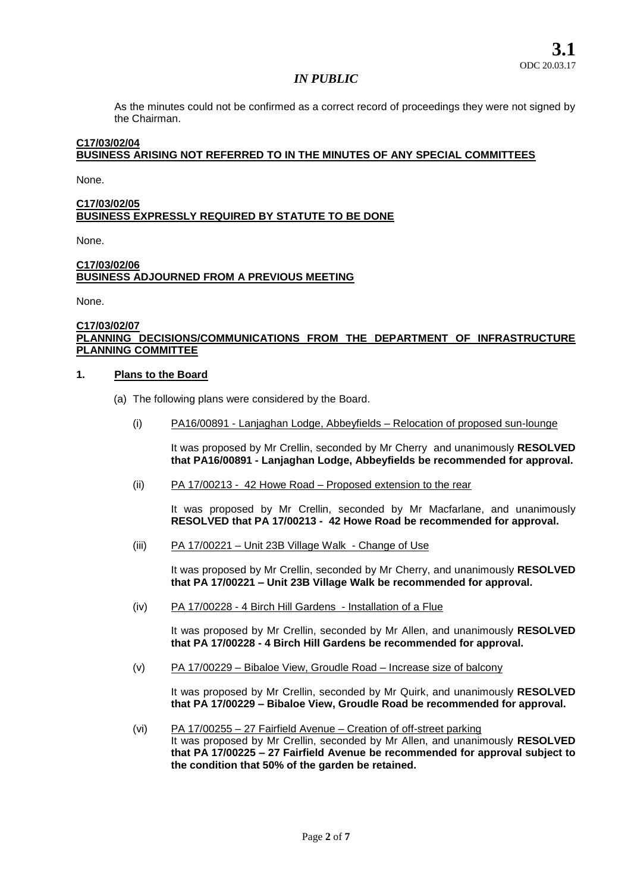*IN PUBLIC*

As the minutes could not be confirmed as a correct record of proceedings they were not signed by the Chairman.

**C17/03/02/04**
**BUSINESS ARISING NOT REFERRED TO IN THE MINUTES OF ANY SPECIAL COMMITTEES**

None.

**C17/03/02/05**
**BUSINESS EXPRESSLY REQUIRED BY STATUTE TO BE DONE**

None.

**C17/03/02/06**
**BUSINESS ADJOURNED FROM A PREVIOUS MEETING**

None.

**C17/03/02/07**
**PLANNING DECISIONS/COMMUNICATIONS FROM THE DEPARTMENT OF INFRASTRUCTURE PLANNING COMMITTEE**

**1. Plans to the Board**

(a) The following plans were considered by the Board.

(i) PA16/00891 - Lanjaghan Lodge, Abbeyfields – Relocation of proposed sun-lounge

It was proposed by Mr Crellin, seconded by Mr Cherry and unanimously **RESOLVED that PA16/00891 - Lanjaghan Lodge, Abbeyfields be recommended for approval.**

(ii) PA 17/00213 - 42 Howe Road – Proposed extension to the rear

It was proposed by Mr Crellin, seconded by Mr Macfarlane, and unanimously **RESOLVED that PA 17/00213 - 42 Howe Road be recommended for approval.**

(iii) PA 17/00221 – Unit 23B Village Walk - Change of Use

It was proposed by Mr Crellin, seconded by Mr Cherry, and unanimously **RESOLVED that PA 17/00221 – Unit 23B Village Walk be recommended for approval.**

(iv) PA 17/00228 - 4 Birch Hill Gardens - Installation of a Flue

It was proposed by Mr Crellin, seconded by Mr Allen, and unanimously **RESOLVED that PA 17/00228 - 4 Birch Hill Gardens be recommended for approval.**

(v) PA 17/00229 – Bibaloe View, Groudle Road – Increase size of balcony

It was proposed by Mr Crellin, seconded by Mr Quirk, and unanimously **RESOLVED that PA 17/00229 – Bibaloe View, Groudle Road be recommended for approval.**

(vi) PA 17/00255 – 27 Fairfield Avenue – Creation of off-street parking
It was proposed by Mr Crellin, seconded by Mr Allen, and unanimously **RESOLVED that PA 17/00225 – 27 Fairfield Avenue be recommended for approval subject to the condition that 50% of the garden be retained.**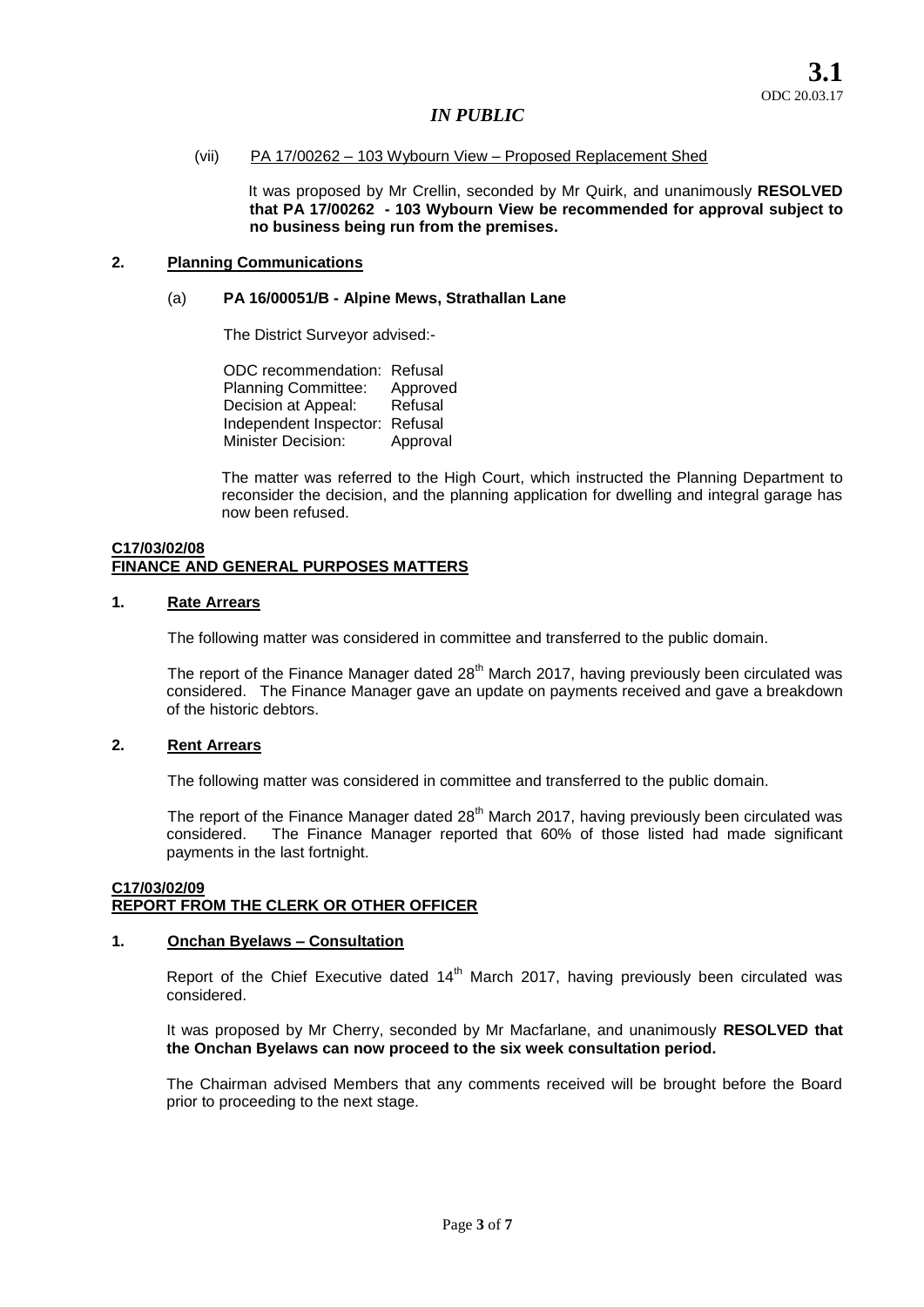*IN PUBLIC*

(vii) PA 17/00262 – 103 Wybourn View – Proposed Replacement Shed

It was proposed by Mr Crellin, seconded by Mr Quirk, and unanimously **RESOLVED that PA 17/00262 - 103 Wybourn View be recommended for approval subject to no business being run from the premises.**

**2. Planning Communications**

(a) **PA 16/00051/B - Alpine Mews, Strathallan Lane**

The District Surveyor advised:-

| | |
|---|---|
| ODC recommendation: | Refusal |
| Planning Committee: | Approved |
| Decision at Appeal: | Refusal |
| Independent Inspector: | Refusal |
| Minister Decision: | Approval |

The matter was referred to the High Court, which instructed the Planning Department to reconsider the decision, and the planning application for dwelling and integral garage has now been refused.

**C17/03/02/08**
**FINANCE AND GENERAL PURPOSES MATTERS**

**1. Rate Arrears**

The following matter was considered in committee and transferred to the public domain.

The report of the Finance Manager dated 28th March 2017, having previously been circulated was considered. The Finance Manager gave an update on payments received and gave a breakdown of the historic debtors.

**2. Rent Arrears**

The following matter was considered in committee and transferred to the public domain.

The report of the Finance Manager dated 28th March 2017, having previously been circulated was considered. The Finance Manager reported that 60% of those listed had made significant payments in the last fortnight.

**C17/03/02/09**
**REPORT FROM THE CLERK OR OTHER OFFICER**

**1. Onchan Byelaws – Consultation**

Report of the Chief Executive dated 14th March 2017, having previously been circulated was considered.

It was proposed by Mr Cherry, seconded by Mr Macfarlane, and unanimously **RESOLVED that the Onchan Byelaws can now proceed to the six week consultation period.**

The Chairman advised Members that any comments received will be brought before the Board prior to proceeding to the next stage.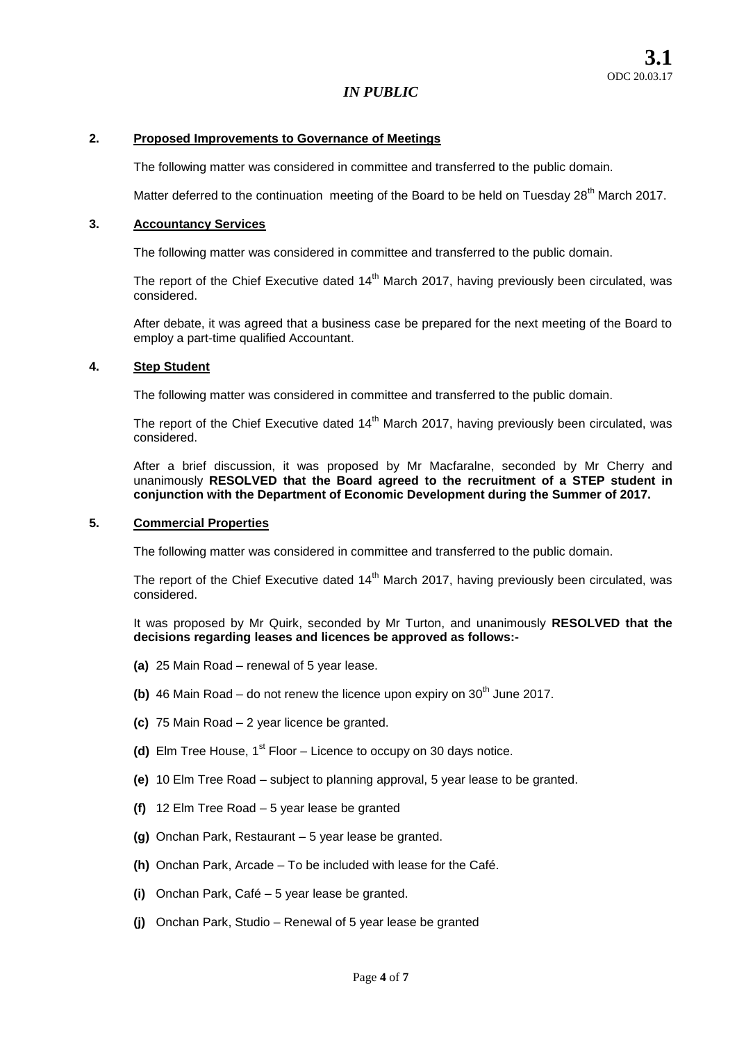**3.1**
ODC 20.03.17

*IN PUBLIC*

**2. Proposed Improvements to Governance of Meetings**

The following matter was considered in committee and transferred to the public domain.

Matter deferred to the continuation meeting of the Board to be held on Tuesday 28th March 2017.

**3. Accountancy Services**

The following matter was considered in committee and transferred to the public domain.

The report of the Chief Executive dated 14th March 2017, having previously been circulated, was considered.

After debate, it was agreed that a business case be prepared for the next meeting of the Board to employ a part-time qualified Accountant.

**4. Step Student**

The following matter was considered in committee and transferred to the public domain.

The report of the Chief Executive dated 14th March 2017, having previously been circulated, was considered.

After a brief discussion, it was proposed by Mr Macfaralne, seconded by Mr Cherry and unanimously **RESOLVED that the Board agreed to the recruitment of a STEP student in conjunction with the Department of Economic Development during the Summer of 2017.**

**5. Commercial Properties**

The following matter was considered in committee and transferred to the public domain.

The report of the Chief Executive dated 14th March 2017, having previously been circulated, was considered.

It was proposed by Mr Quirk, seconded by Mr Turton, and unanimously **RESOLVED that the decisions regarding leases and licences be approved as follows:-**

**(a)** 25 Main Road – renewal of 5 year lease.

**(b)** 46 Main Road – do not renew the licence upon expiry on 30th June 2017.

**(c)** 75 Main Road – 2 year licence be granted.

**(d)** Elm Tree House, 1st Floor – Licence to occupy on 30 days notice.

**(e)** 10 Elm Tree Road – subject to planning approval, 5 year lease to be granted.

**(f)** 12 Elm Tree Road – 5 year lease be granted

**(g)** Onchan Park, Restaurant – 5 year lease be granted.

**(h)** Onchan Park, Arcade – To be included with lease for the Café.

**(i)** Onchan Park, Café – 5 year lease be granted.

**(j)** Onchan Park, Studio – Renewal of 5 year lease be granted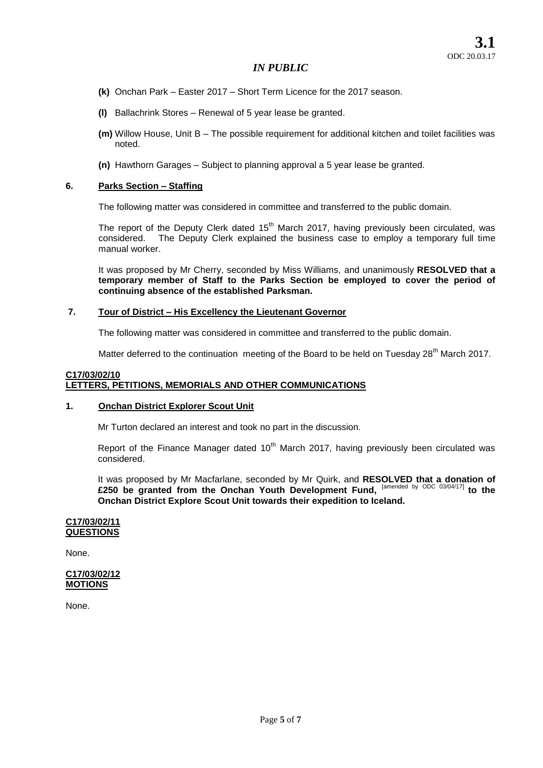*IN PUBLIC*

- **(k)** Onchan Park – Easter 2017 – Short Term Licence for the 2017 season.
- **(l)** Ballachrink Stores – Renewal of 5 year lease be granted.
- **(m)** Willow House, Unit B – The possible requirement for additional kitchen and toilet facilities was noted.
- **(n)** Hawthorn Garages – Subject to planning approval a 5 year lease be granted.

### 6. Parks Section – Staffing

The following matter was considered in committee and transferred to the public domain.

The report of the Deputy Clerk dated 15th March 2017, having previously been circulated, was considered. The Deputy Clerk explained the business case to employ a temporary full time manual worker.

It was proposed by Mr Cherry, seconded by Miss Williams, and unanimously **RESOLVED that a temporary member of Staff to the Parks Section be employed to cover the period of continuing absence of the established Parksman.**

### 7. Tour of District – His Excellency the Lieutenant Governor

The following matter was considered in committee and transferred to the public domain.

Matter deferred to the continuation meeting of the Board to be held on Tuesday 28th March 2017.

## C17/03/02/10
## LETTERS, PETITIONS, MEMORIALS AND OTHER COMMUNICATIONS

### 1. Onchan District Explorer Scout Unit

Mr Turton declared an interest and took no part in the discussion.

Report of the Finance Manager dated 10th March 2017, having previously been circulated was considered.

It was proposed by Mr Macfarlane, seconded by Mr Quirk, and **RESOLVED that a donation of £250 be granted from the Onchan Youth Development Fund,** [amended by ODC 03/04/17] **to the Onchan District Explore Scout Unit towards their expedition to Iceland.**

## C17/03/02/11
## QUESTIONS

None.

## C17/03/02/12
## MOTIONS

None.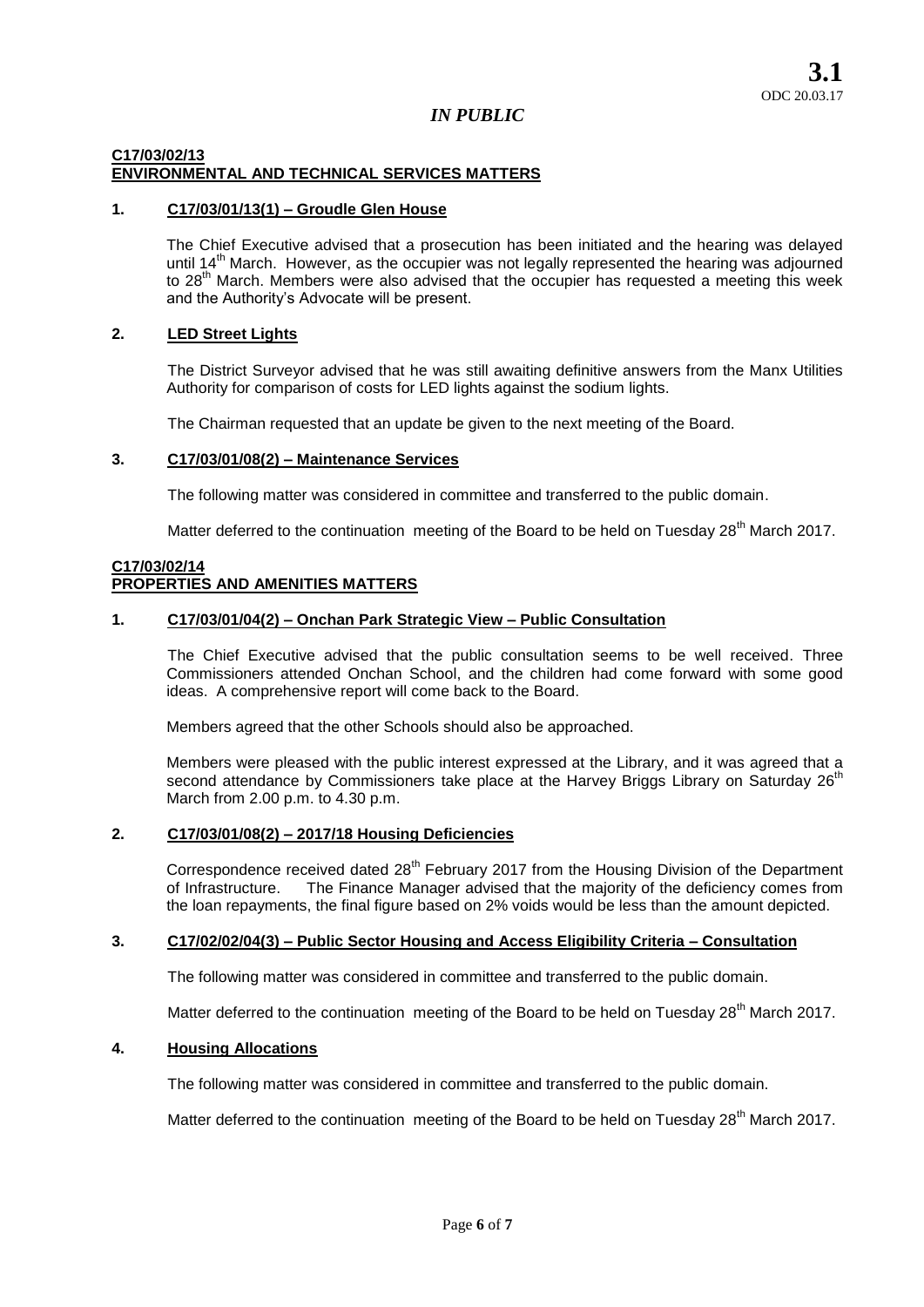**3.1**
ODC 20.03.17

*IN PUBLIC*

**C17/03/02/13**
**ENVIRONMENTAL AND TECHNICAL SERVICES MATTERS**

**1. C17/03/01/13(1) – Groudle Glen House**

The Chief Executive advised that a prosecution has been initiated and the hearing was delayed until 14th March. However, as the occupier was not legally represented the hearing was adjourned to 28th March. Members were also advised that the occupier has requested a meeting this week and the Authority's Advocate will be present.

**2. LED Street Lights**

The District Surveyor advised that he was still awaiting definitive answers from the Manx Utilities Authority for comparison of costs for LED lights against the sodium lights.

The Chairman requested that an update be given to the next meeting of the Board.

**3. C17/03/01/08(2) – Maintenance Services**

The following matter was considered in committee and transferred to the public domain.

Matter deferred to the continuation meeting of the Board to be held on Tuesday 28th March 2017.

**C17/03/02/14**
**PROPERTIES AND AMENITIES MATTERS**

**1. C17/03/01/04(2) – Onchan Park Strategic View – Public Consultation**

The Chief Executive advised that the public consultation seems to be well received. Three Commissioners attended Onchan School, and the children had come forward with some good ideas. A comprehensive report will come back to the Board.

Members agreed that the other Schools should also be approached.

Members were pleased with the public interest expressed at the Library, and it was agreed that a second attendance by Commissioners take place at the Harvey Briggs Library on Saturday 26th March from 2.00 p.m. to 4.30 p.m.

**2. C17/03/01/08(2) – 2017/18 Housing Deficiencies**

Correspondence received dated 28th February 2017 from the Housing Division of the Department of Infrastructure. The Finance Manager advised that the majority of the deficiency comes from the loan repayments, the final figure based on 2% voids would be less than the amount depicted.

**3. C17/02/02/04(3) – Public Sector Housing and Access Eligibility Criteria – Consultation**

The following matter was considered in committee and transferred to the public domain.

Matter deferred to the continuation meeting of the Board to be held on Tuesday 28th March 2017.

**4. Housing Allocations**

The following matter was considered in committee and transferred to the public domain.

Matter deferred to the continuation meeting of the Board to be held on Tuesday 28th March 2017.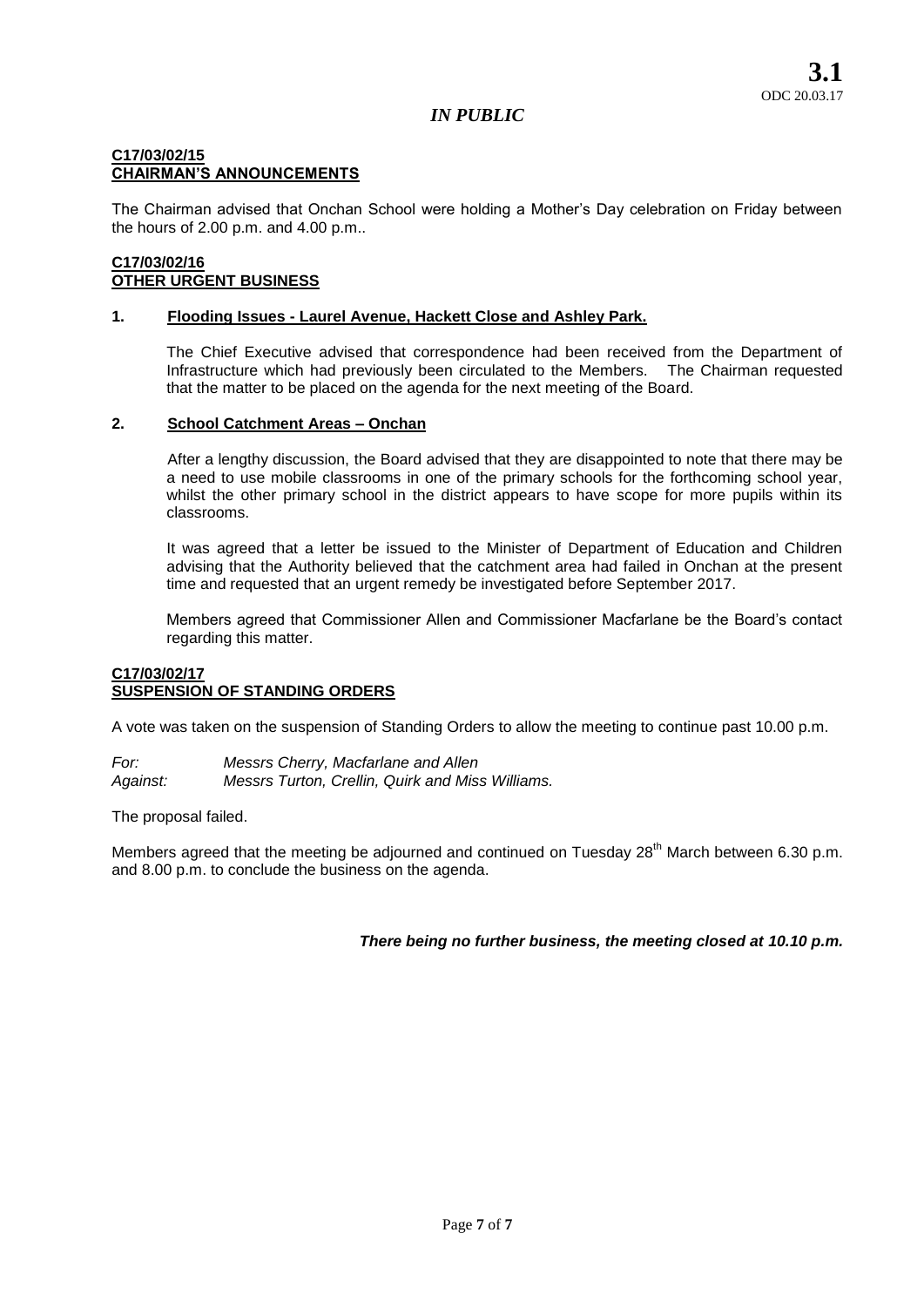*IN PUBLIC*

**C17/03/02/15**
**CHAIRMAN'S ANNOUNCEMENTS**

The Chairman advised that Onchan School were holding a Mother's Day celebration on Friday between the hours of 2.00 p.m. and 4.00 p.m..

**C17/03/02/16**
**OTHER URGENT BUSINESS**

**1. Flooding Issues - Laurel Avenue, Hackett Close and Ashley Park.**

The Chief Executive advised that correspondence had been received from the Department of Infrastructure which had previously been circulated to the Members. The Chairman requested that the matter to be placed on the agenda for the next meeting of the Board.

**2. School Catchment Areas – Onchan**

After a lengthy discussion, the Board advised that they are disappointed to note that there may be a need to use mobile classrooms in one of the primary schools for the forthcoming school year, whilst the other primary school in the district appears to have scope for more pupils within its classrooms.

It was agreed that a letter be issued to the Minister of Department of Education and Children advising that the Authority believed that the catchment area had failed in Onchan at the present time and requested that an urgent remedy be investigated before September 2017.

Members agreed that Commissioner Allen and Commissioner Macfarlane be the Board's contact regarding this matter.

**C17/03/02/17**
**SUSPENSION OF STANDING ORDERS**

A vote was taken on the suspension of Standing Orders to allow the meeting to continue past 10.00 p.m.

*For:* *Messrs Cherry, Macfarlane and Allen*
*Against:* *Messrs Turton, Crellin, Quirk and Miss Williams.*

The proposal failed.

Members agreed that the meeting be adjourned and continued on Tuesday 28th March between 6.30 p.m. and 8.00 p.m. to conclude the business on the agenda.

***There being no further business, the meeting closed at 10.10 p.m.***